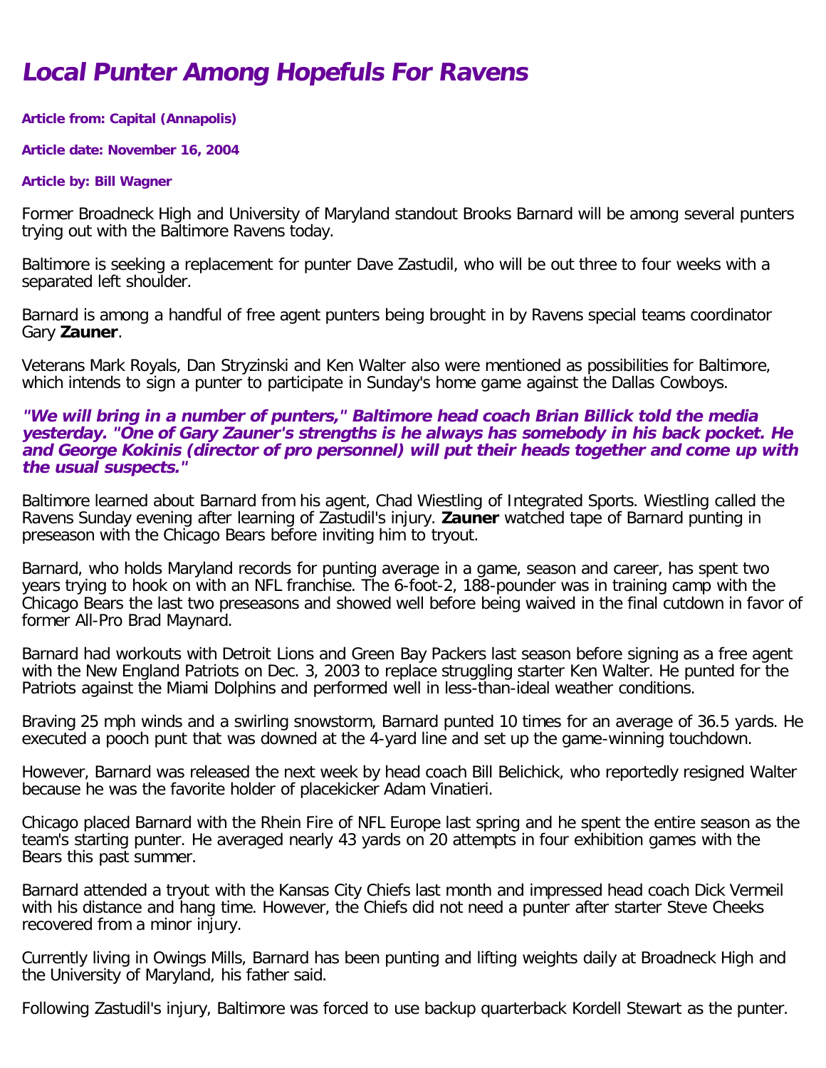# *Local Punter Among Hopefuls For Ravens*

**Article from: Capital (Annapolis)**

**Article date: November 16, 2004**

**Article by: Bill Wagner**

Former Broadneck High and University of Maryland standout Brooks Barnard will be among several punters trying out with the Baltimore Ravens today.

Baltimore is seeking a replacement for punter Dave Zastudil, who will be out three to four weeks with a separated left shoulder.

Barnard is among a handful of free agent punters being brought in by Ravens special teams coordinator Gary **Zauner**.

Veterans Mark Royals, Dan Stryzinski and Ken Walter also were mentioned as possibilities for Baltimore, which intends to sign a punter to participate in Sunday's home game against the Dallas Cowboys.

***"We will bring in a number of punters," Baltimore head coach Brian Billick told the media yesterday. "One of Gary Zauner's strengths is he always has somebody in his back pocket. He and George Kokinis (director of pro personnel) will put their heads together and come up with the usual suspects."***

Baltimore learned about Barnard from his agent, Chad Wiestling of Integrated Sports. Wiestling called the Ravens Sunday evening after learning of Zastudil's injury. **Zauner** watched tape of Barnard punting in preseason with the Chicago Bears before inviting him to tryout.

Barnard, who holds Maryland records for punting average in a game, season and career, has spent two years trying to hook on with an NFL franchise. The 6-foot-2, 188-pounder was in training camp with the Chicago Bears the last two preseasons and showed well before being waived in the final cutdown in favor of former All-Pro Brad Maynard.

Barnard had workouts with Detroit Lions and Green Bay Packers last season before signing as a free agent with the New England Patriots on Dec. 3, 2003 to replace struggling starter Ken Walter. He punted for the Patriots against the Miami Dolphins and performed well in less-than-ideal weather conditions.

Braving 25 mph winds and a swirling snowstorm, Barnard punted 10 times for an average of 36.5 yards. He executed a pooch punt that was downed at the 4-yard line and set up the game-winning touchdown.

However, Barnard was released the next week by head coach Bill Belichick, who reportedly resigned Walter because he was the favorite holder of placekicker Adam Vinatieri.

Chicago placed Barnard with the Rhein Fire of NFL Europe last spring and he spent the entire season as the team's starting punter. He averaged nearly 43 yards on 20 attempts in four exhibition games with the Bears this past summer.

Barnard attended a tryout with the Kansas City Chiefs last month and impressed head coach Dick Vermeil with his distance and hang time. However, the Chiefs did not need a punter after starter Steve Cheeks recovered from a minor injury.

Currently living in Owings Mills, Barnard has been punting and lifting weights daily at Broadneck High and the University of Maryland, his father said.

Following Zastudil's injury, Baltimore was forced to use backup quarterback Kordell Stewart as the punter.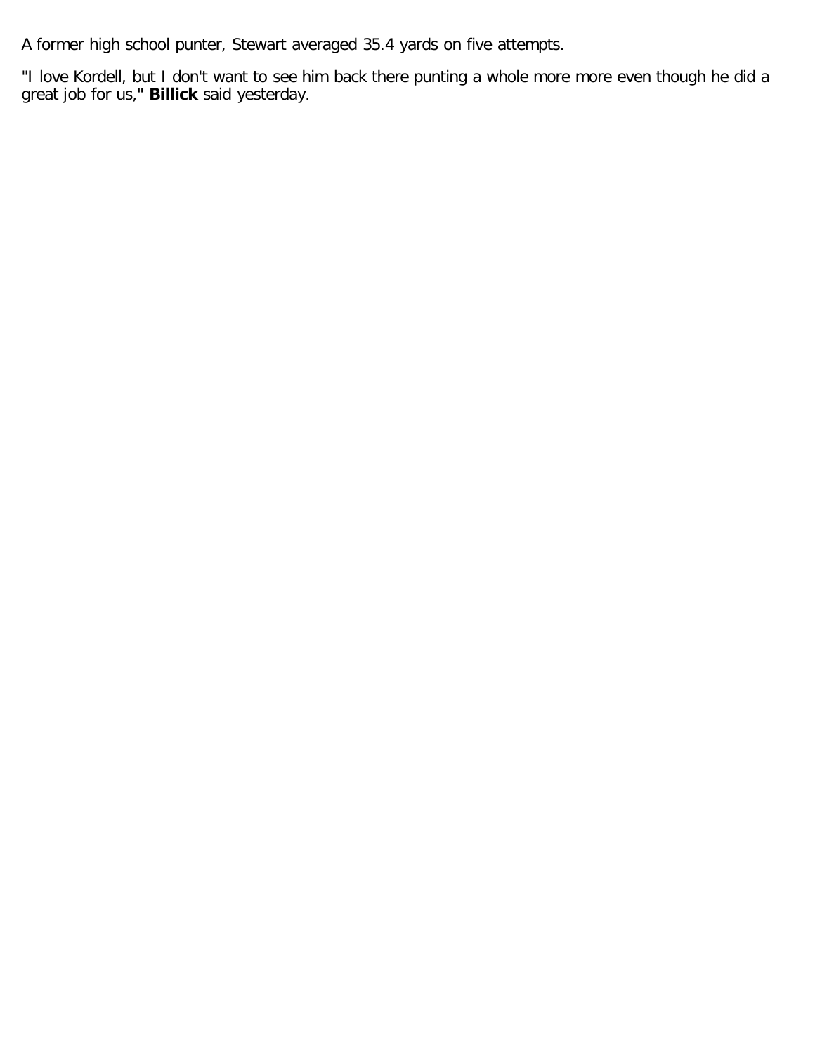A former high school punter, Stewart averaged 35.4 yards on five attempts.

"I love Kordell, but I don't want to see him back there punting a whole more more even though he did a great job for us," **Billick** said yesterday.